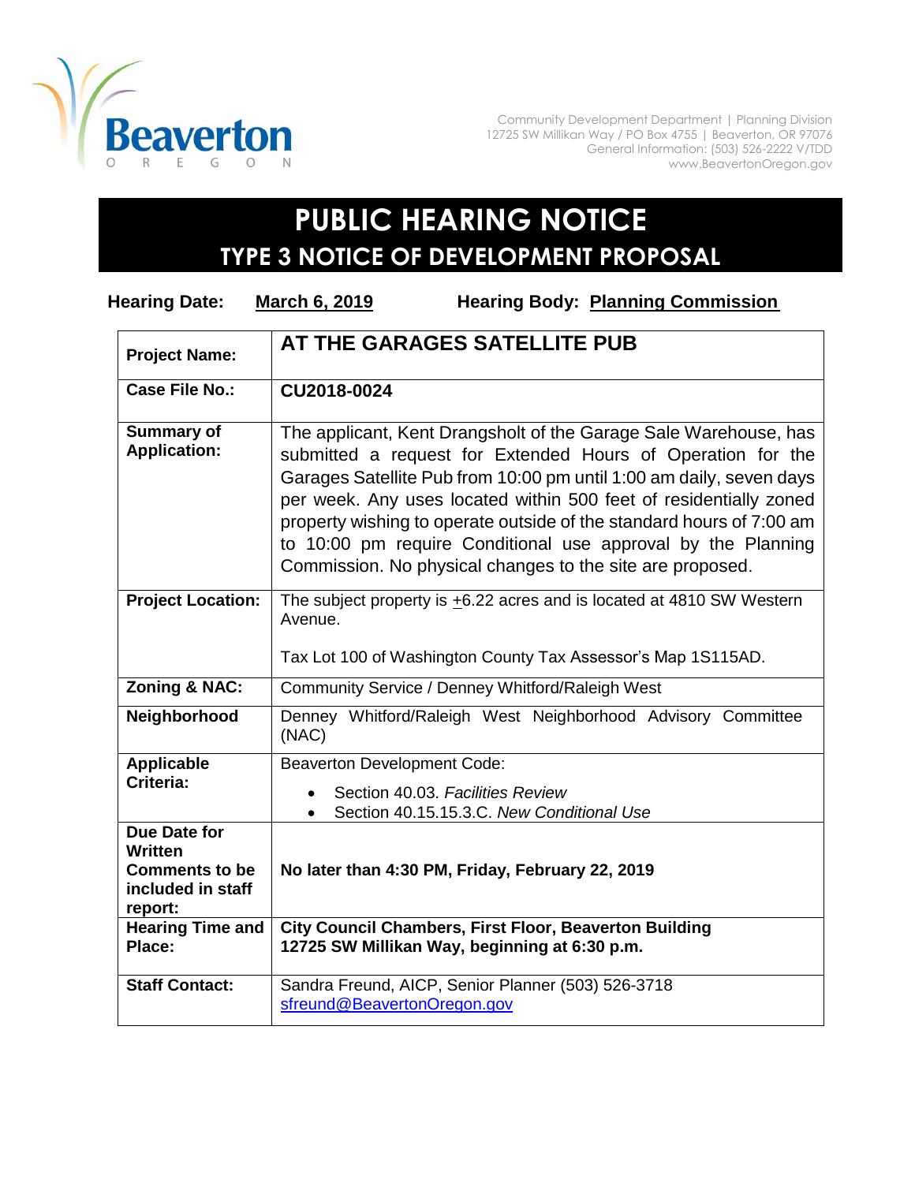Beaverton
OREGON

Community Development Department | Planning Division
12725 SW Millikan Way / PO Box 4755 | Beaverton, OR 97076
General Information: (503) 526-2222 V/TDD
www.BeavertonOregon.gov

# PUBLIC HEARING NOTICE

## TYPE 3 NOTICE OF DEVELOPMENT PROPOSAL

**Hearing Date:** **March 6, 2019** **Hearing Body:** **Planning Commission**

| | |
|---|---|
| **Project Name:** | **AT THE GARAGES SATELLITE PUB** |
| **Case File No.:** | **CU2018-0024** |
| **Summary of Application:** | The applicant, Kent Drangsholt of the Garage Sale Warehouse, has submitted a request for Extended Hours of Operation for the Garages Satellite Pub from 10:00 pm until 1:00 am daily, seven days per week. Any uses located within 500 feet of residentially zoned property wishing to operate outside of the standard hours of 7:00 am to 10:00 pm require Conditional use approval by the Planning Commission. No physical changes to the site are proposed. |
| **Project Location:** | The subject property is ±6.22 acres and is located at 4810 SW Western Avenue.<br><br>Tax Lot 100 of Washington County Tax Assessor's Map 1S115AD. |
| **Zoning & NAC:** | Community Service / Denney Whitford/Raleigh West |
| **Neighborhood** | Denney Whitford/Raleigh West Neighborhood Advisory Committee (NAC) |
| **Applicable Criteria:** | Beaverton Development Code:<br>• Section 40.03. *Facilities Review*<br>• Section 40.15.15.3.C. *New Conditional Use* |
| **Due Date for Written Comments to be included in staff report:** | **No later than 4:30 PM, Friday, February 22, 2019** |
| **Hearing Time and Place:** | **City Council Chambers, First Floor, Beaverton Building 12725 SW Millikan Way, beginning at 6:30 p.m.** |
| **Staff Contact:** | Sandra Freund, AICP, Senior Planner (503) 526-3718<br>sfreund@BeavertonOregon.gov |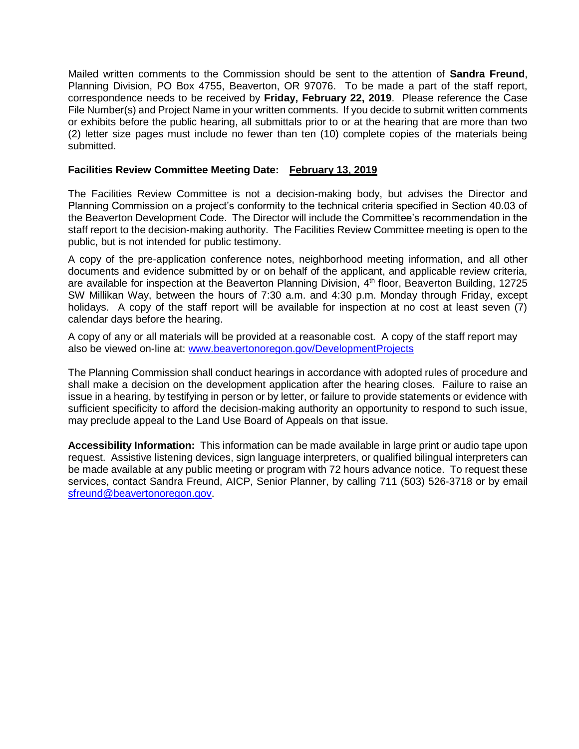Mailed written comments to the Commission should be sent to the attention of **Sandra Freund**, Planning Division, PO Box 4755, Beaverton, OR 97076. To be made a part of the staff report, correspondence needs to be received by **Friday, February 22, 2019**. Please reference the Case File Number(s) and Project Name in your written comments. If you decide to submit written comments or exhibits before the public hearing, all submittals prior to or at the hearing that are more than two (2) letter size pages must include no fewer than ten (10) complete copies of the materials being submitted.

**Facilities Review Committee Meeting Date: February 13, 2019**

The Facilities Review Committee is not a decision-making body, but advises the Director and Planning Commission on a project's conformity to the technical criteria specified in Section 40.03 of the Beaverton Development Code. The Director will include the Committee's recommendation in the staff report to the decision-making authority. The Facilities Review Committee meeting is open to the public, but is not intended for public testimony.

A copy of the pre-application conference notes, neighborhood meeting information, and all other documents and evidence submitted by or on behalf of the applicant, and applicable review criteria, are available for inspection at the Beaverton Planning Division, 4th floor, Beaverton Building, 12725 SW Millikan Way, between the hours of 7:30 a.m. and 4:30 p.m. Monday through Friday, except holidays. A copy of the staff report will be available for inspection at no cost at least seven (7) calendar days before the hearing.

A copy of any or all materials will be provided at a reasonable cost. A copy of the staff report may also be viewed on-line at: [www.beavertonoregon.gov/DevelopmentProjects](http://www.beavertonoregon.gov/DevelopmentProjects)

The Planning Commission shall conduct hearings in accordance with adopted rules of procedure and shall make a decision on the development application after the hearing closes. Failure to raise an issue in a hearing, by testifying in person or by letter, or failure to provide statements or evidence with sufficient specificity to afford the decision-making authority an opportunity to respond to such issue, may preclude appeal to the Land Use Board of Appeals on that issue.

**Accessibility Information:** This information can be made available in large print or audio tape upon request. Assistive listening devices, sign language interpreters, or qualified bilingual interpreters can be made available at any public meeting or program with 72 hours advance notice. To request these services, contact Sandra Freund, AICP, Senior Planner, by calling 711 (503) 526-3718 or by email [sfreund@beavertonoregon.gov](mailto:sfreund@beavertonoregon.gov).